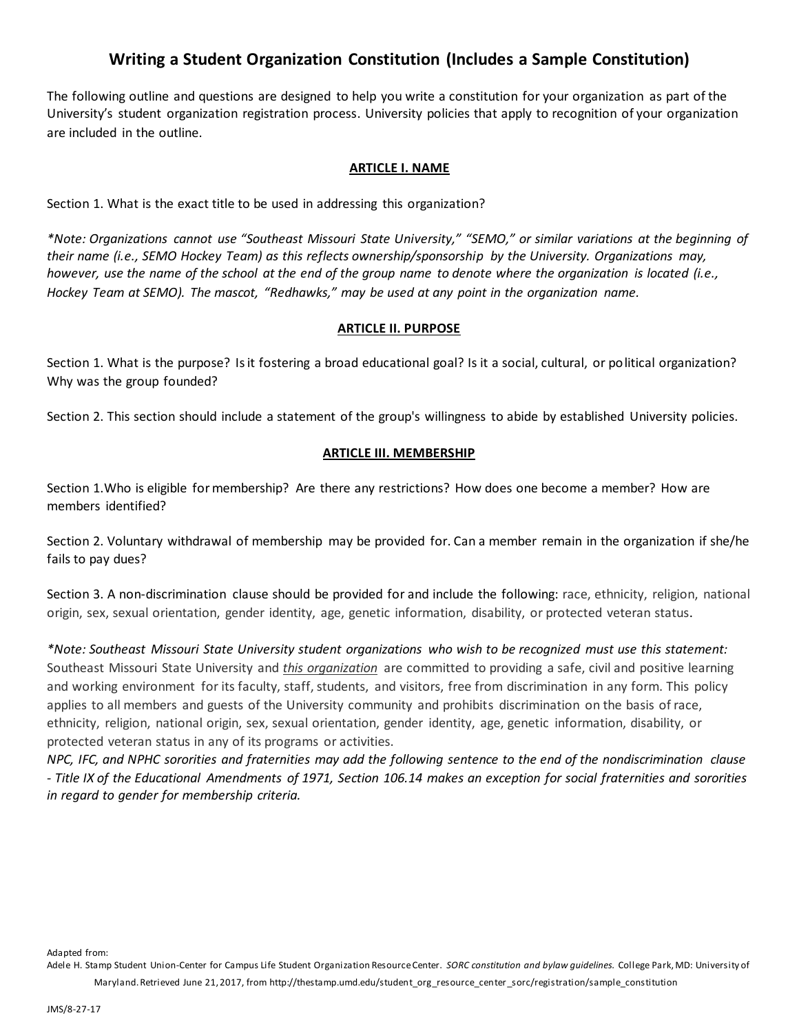# Writing a Student Organization Constitution (Includes a Sample Constitution)

The following outline and questions are designed to help you write a constitution for your organization as part of the University's student organization registration process. University policies that apply to recognition of your organization are included in the outline.

## ARTICLE I. NAME

Section 1. What is the exact title to be used in addressing this organization?

*\*Note: Organizations cannot use "Southeast Missouri State University," "SEMO," or similar variations at the beginning of their name (i.e., SEMO Hockey Team) as this reflects ownership/sponsorship by the University. Organizations may, however, use the name of the school at the end of the group name to denote where the organization is located (i.e., Hockey Team at SEMO). The mascot, "Redhawks," may be used at any point in the organization name.*

## ARTICLE II. PURPOSE

Section 1. What is the purpose? Is it fostering a broad educational goal? Is it a social, cultural, or political organization? Why was the group founded?

Section 2. This section should include a statement of the group's willingness to abide by established University policies.

## ARTICLE III. MEMBERSHIP

Section 1. Who is eligible for membership? Are there any restrictions? How does one become a member? How are members identified?

Section 2. Voluntary withdrawal of membership may be provided for. Can a member remain in the organization if she/he fails to pay dues?

Section 3. A non-discrimination clause should be provided for and include the following: race, ethnicity, religion, national origin, sex, sexual orientation, gender identity, age, genetic information, disability, or protected veteran status.

*\*Note: Southeast Missouri State University student organizations who wish to be recognized must use this statement:* Southeast Missouri State University and *this organization* are committed to providing a safe, civil and positive learning and working environment for its faculty, staff, students, and visitors, free from discrimination in any form. This policy applies to all members and guests of the University community and prohibits discrimination on the basis of race, ethnicity, religion, national origin, sex, sexual orientation, gender identity, age, genetic information, disability, or protected veteran status in any of its programs or activities.

*NPC, IFC, and NPHC sororities and fraternities may add the following sentence to the end of the nondiscrimination clause - Title IX of the Educational Amendments of 1971, Section 106.14 makes an exception for social fraternities and sororities in regard to gender for membership criteria.*

Adapted from:
Adele H. Stamp Student Union-Center for Campus Life Student Organization Resource Center. *SORC constitution and bylaw guidelines.* College Park, MD: University of Maryland. Retrieved June 21, 2017, from http://thestamp.umd.edu/student_org_resource_center_sorc/registration/sample_constitution

JMS/8-27-17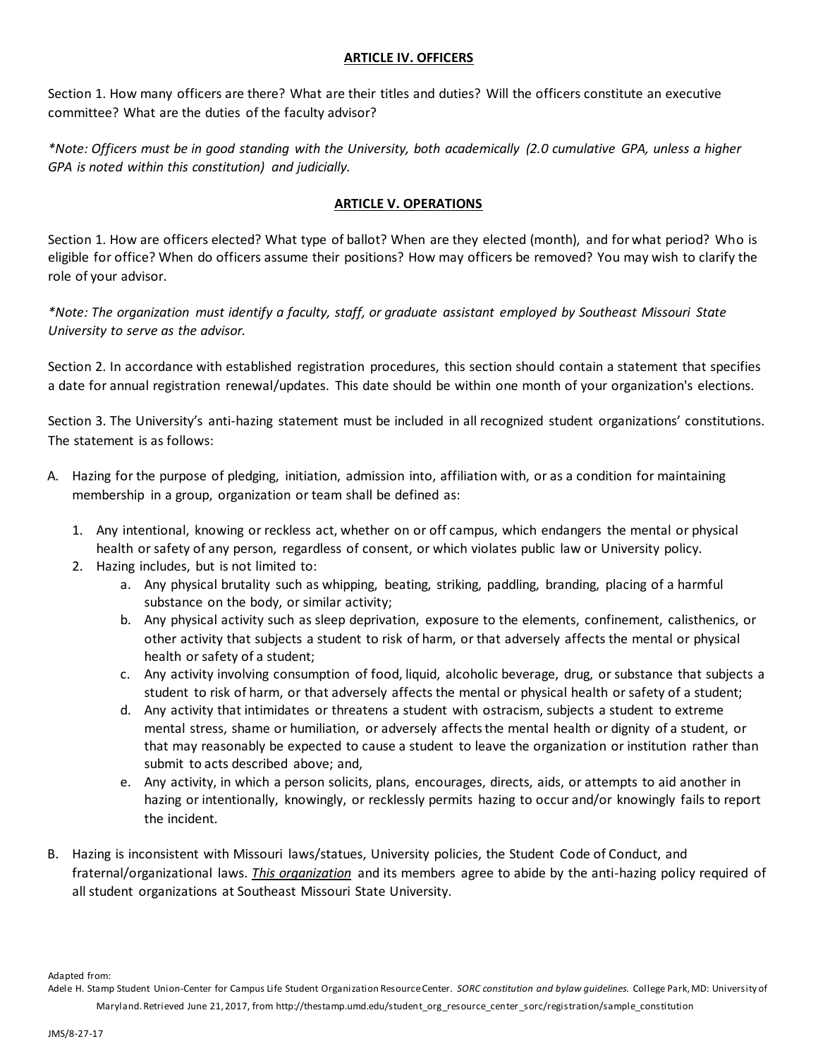## ARTICLE IV. OFFICERS

Section 1. How many officers are there? What are their titles and duties? Will the officers constitute an executive committee? What are the duties of the faculty advisor?

*\*Note: Officers must be in good standing with the University, both academically (2.0 cumulative GPA, unless a higher GPA is noted within this constitution) and judicially.*

## ARTICLE V. OPERATIONS

Section 1. How are officers elected? What type of ballot? When are they elected (month), and for what period? Who is eligible for office? When do officers assume their positions? How may officers be removed? You may wish to clarify the role of your advisor.

*\*Note: The organization must identify a faculty, staff, or graduate assistant employed by Southeast Missouri State University to serve as the advisor.*

Section 2. In accordance with established registration procedures, this section should contain a statement that specifies a date for annual registration renewal/updates. This date should be within one month of your organization's elections.

Section 3. The University's anti-hazing statement must be included in all recognized student organizations' constitutions. The statement is as follows:

A. Hazing for the purpose of pledging, initiation, admission into, affiliation with, or as a condition for maintaining membership in a group, organization or team shall be defined as:

   1. Any intentional, knowing or reckless act, whether on or off campus, which endangers the mental or physical health or safety of any person, regardless of consent, or which violates public law or University policy.
   2. Hazing includes, but is not limited to:
      a. Any physical brutality such as whipping, beating, striking, paddling, branding, placing of a harmful substance on the body, or similar activity;
      b. Any physical activity such as sleep deprivation, exposure to the elements, confinement, calisthenics, or other activity that subjects a student to risk of harm, or that adversely affects the mental or physical health or safety of a student;
      c. Any activity involving consumption of food, liquid, alcoholic beverage, drug, or substance that subjects a student to risk of harm, or that adversely affects the mental or physical health or safety of a student;
      d. Any activity that intimidates or threatens a student with ostracism, subjects a student to extreme mental stress, shame or humiliation, or adversely affects the mental health or dignity of a student, or that may reasonably be expected to cause a student to leave the organization or institution rather than submit to acts described above; and,
      e. Any activity, in which a person solicits, plans, encourages, directs, aids, or attempts to aid another in hazing or intentionally, knowingly, or recklessly permits hazing to occur and/or knowingly fails to report the incident.

B. Hazing is inconsistent with Missouri laws/statues, University policies, the Student Code of Conduct, and fraternal/organizational laws. ***This organization*** and its members agree to abide by the anti-hazing policy required of all student organizations at Southeast Missouri State University.

Adapted from:
Adele H. Stamp Student Union-Center for Campus Life Student Organization Resource Center. *SORC constitution and bylaw guidelines.* College Park, MD: University of Maryland. Retrieved June 21, 2017, from http://thestamp.umd.edu/student_org_resource_center_sorc/registration/sample_constitution

JMS/8-27-17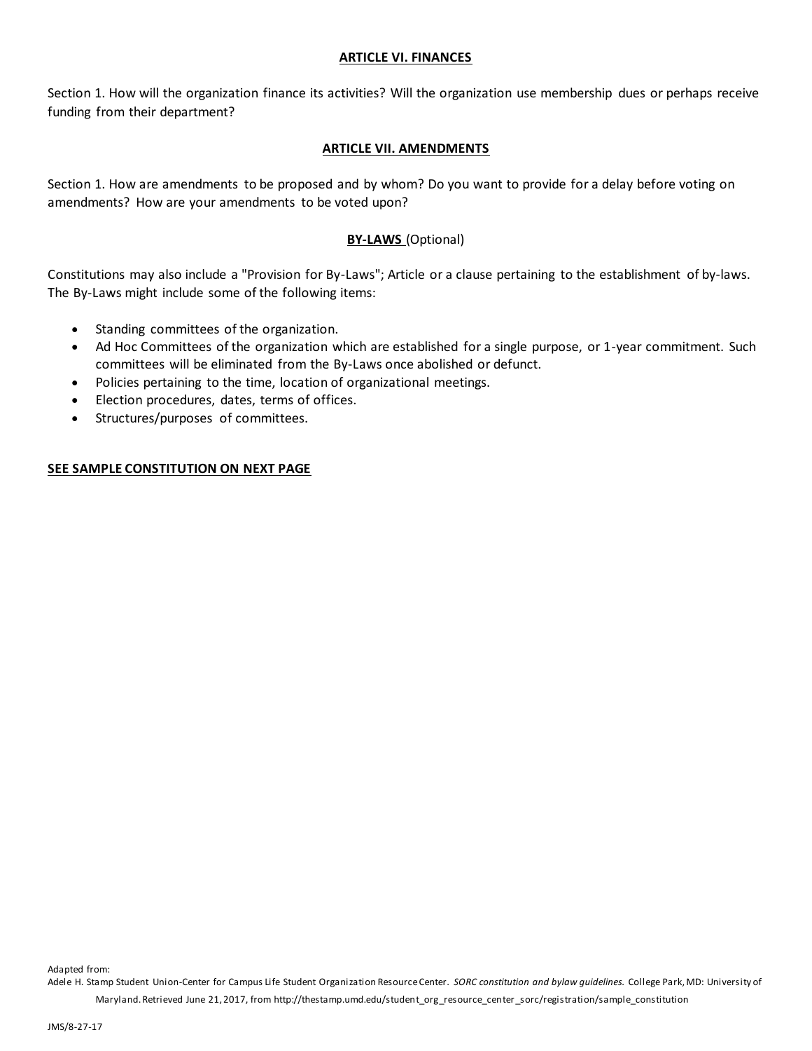## ARTICLE VI. FINANCES

Section 1. How will the organization finance its activities? Will the organization use membership dues or perhaps receive funding from their department?

## ARTICLE VII. AMENDMENTS

Section 1. How are amendments to be proposed and by whom? Do you want to provide for a delay before voting on amendments? How are your amendments to be voted upon?

## BY-LAWS (Optional)

Constitutions may also include a "Provision for By-Laws"; Article or a clause pertaining to the establishment of by-laws. The By-Laws might include some of the following items:

- Standing committees of the organization.
- Ad Hoc Committees of the organization which are established for a single purpose, or 1-year commitment. Such committees will be eliminated from the By-Laws once abolished or defunct.
- Policies pertaining to the time, location of organizational meetings.
- Election procedures, dates, terms of offices.
- Structures/purposes of committees.

**SEE SAMPLE CONSTITUTION ON NEXT PAGE**

Adapted from:
Adele H. Stamp Student Union-Center for Campus Life Student Organization Resource Center. *SORC constitution and bylaw guidelines.* College Park, MD: University of Maryland. Retrieved June 21, 2017, from http://thestamp.umd.edu/student_org_resource_center_sorc/registration/sample_constitution

JMS/8-27-17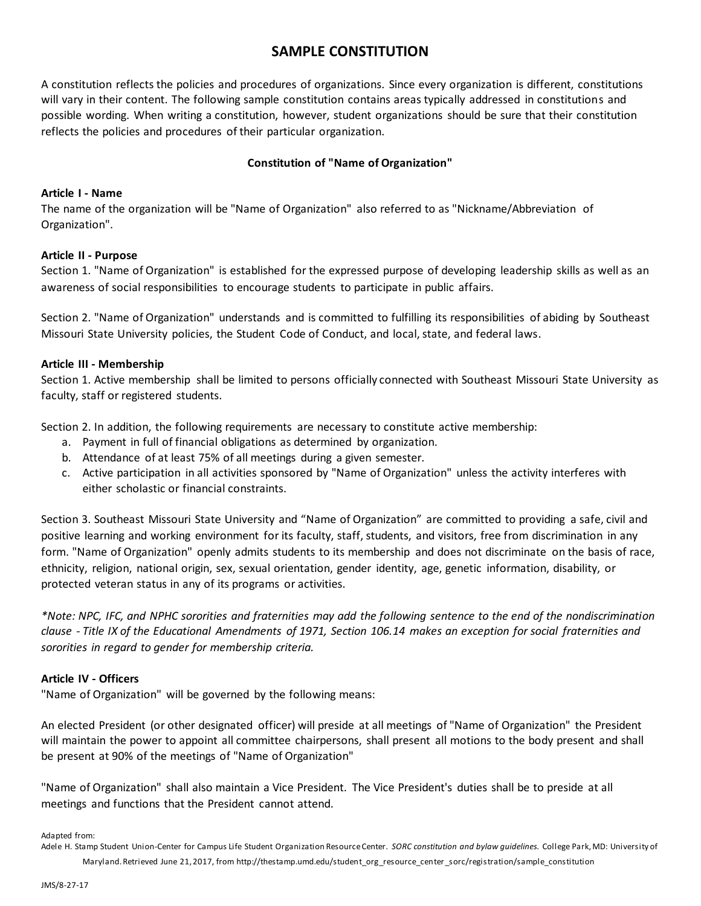# SAMPLE CONSTITUTION

A constitution reflects the policies and procedures of organizations. Since every organization is different, constitutions will vary in their content. The following sample constitution contains areas typically addressed in constitutions and possible wording. When writing a constitution, however, student organizations should be sure that their constitution reflects the policies and procedures of their particular organization.

**Constitution of "Name of Organization"**

**Article I - Name**

The name of the organization will be "Name of Organization" also referred to as "Nickname/Abbreviation of Organization".

**Article II - Purpose**

Section 1. "Name of Organization" is established for the expressed purpose of developing leadership skills as well as an awareness of social responsibilities to encourage students to participate in public affairs.

Section 2. "Name of Organization" understands and is committed to fulfilling its responsibilities of abiding by Southeast Missouri State University policies, the Student Code of Conduct, and local, state, and federal laws.

**Article III - Membership**

Section 1. Active membership shall be limited to persons officially connected with Southeast Missouri State University as faculty, staff or registered students.

Section 2. In addition, the following requirements are necessary to constitute active membership:

a. Payment in full of financial obligations as determined by organization.
b. Attendance of at least 75% of all meetings during a given semester.
c. Active participation in all activities sponsored by "Name of Organization" unless the activity interferes with either scholastic or financial constraints.

Section 3. Southeast Missouri State University and “Name of Organization” are committed to providing a safe, civil and positive learning and working environment for its faculty, staff, students, and visitors, free from discrimination in any form. "Name of Organization" openly admits students to its membership and does not discriminate on the basis of race, ethnicity, religion, national origin, sex, sexual orientation, gender identity, age, genetic information, disability, or protected veteran status in any of its programs or activities.

*\*Note: NPC, IFC, and NPHC sororities and fraternities may add the following sentence to the end of the nondiscrimination clause - Title IX of the Educational Amendments of 1971, Section 106.14 makes an exception for social fraternities and sororities in regard to gender for membership criteria.*

**Article IV - Officers**

"Name of Organization" will be governed by the following means:

An elected President (or other designated officer) will preside at all meetings of "Name of Organization" the President will maintain the power to appoint all committee chairpersons, shall present all motions to the body present and shall be present at 90% of the meetings of "Name of Organization"

"Name of Organization" shall also maintain a Vice President. The Vice President's duties shall be to preside at all meetings and functions that the President cannot attend.

Adapted from:
Adele H. Stamp Student Union-Center for Campus Life Student Organization Resource Center. *SORC constitution and bylaw guidelines.* College Park, MD: University of Maryland. Retrieved June 21, 2017, from http://thestamp.umd.edu/student_org_resource_center_sorc/registration/sample_constitution

JMS/8-27-17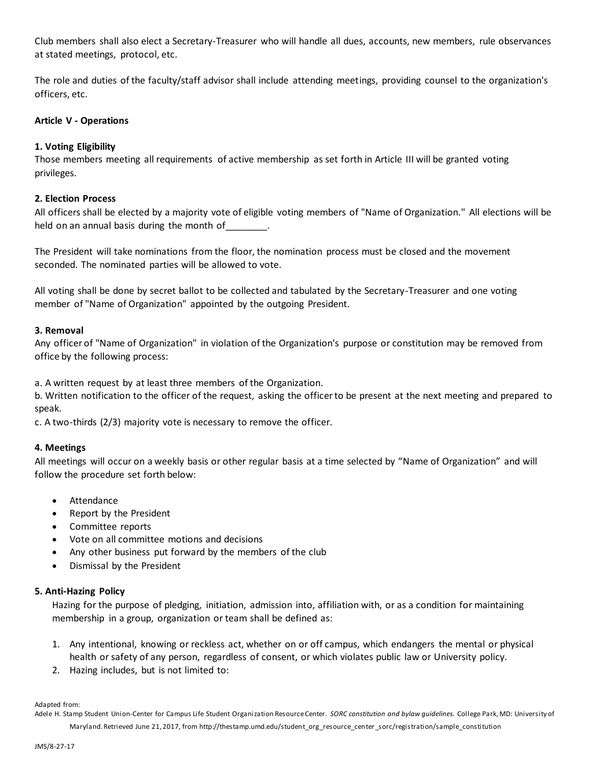Club members shall also elect a Secretary-Treasurer who will handle all dues, accounts, new members, rule observances at stated meetings, protocol, etc.

The role and duties of the faculty/staff advisor shall include attending meetings, providing counsel to the organization's officers, etc.

**Article V - Operations**

**1. Voting Eligibility**
Those members meeting all requirements of active membership as set forth in Article III will be granted voting privileges.

**2. Election Process**
All officers shall be elected by a majority vote of eligible voting members of "Name of Organization." All elections will be held on an annual basis during the month of________.

The President will take nominations from the floor, the nomination process must be closed and the movement seconded. The nominated parties will be allowed to vote.

All voting shall be done by secret ballot to be collected and tabulated by the Secretary-Treasurer and one voting member of "Name of Organization" appointed by the outgoing President.

**3. Removal**
Any officer of "Name of Organization" in violation of the Organization's purpose or constitution may be removed from office by the following process:

a. A written request by at least three members of the Organization.
b. Written notification to the officer of the request, asking the officer to be present at the next meeting and prepared to speak.
c. A two-thirds (2/3) majority vote is necessary to remove the officer.

**4. Meetings**
All meetings will occur on a weekly basis or other regular basis at a time selected by "Name of Organization" and will follow the procedure set forth below:

- Attendance
- Report by the President
- Committee reports
- Vote on all committee motions and decisions
- Any other business put forward by the members of the club
- Dismissal by the President

**5. Anti-Hazing Policy**

Hazing for the purpose of pledging, initiation, admission into, affiliation with, or as a condition for maintaining membership in a group, organization or team shall be defined as:

1. Any intentional, knowing or reckless act, whether on or off campus, which endangers the mental or physical health or safety of any person, regardless of consent, or which violates public law or University policy.
2. Hazing includes, but is not limited to:

Adapted from:
Adele H. Stamp Student Union-Center for Campus Life Student Organization Resource Center. *SORC constitution and bylaw guidelines.* College Park, MD: University of Maryland. Retrieved June 21, 2017, from http://thestamp.umd.edu/student_org_resource_center_sorc/registration/sample_constitution

JMS/8-27-17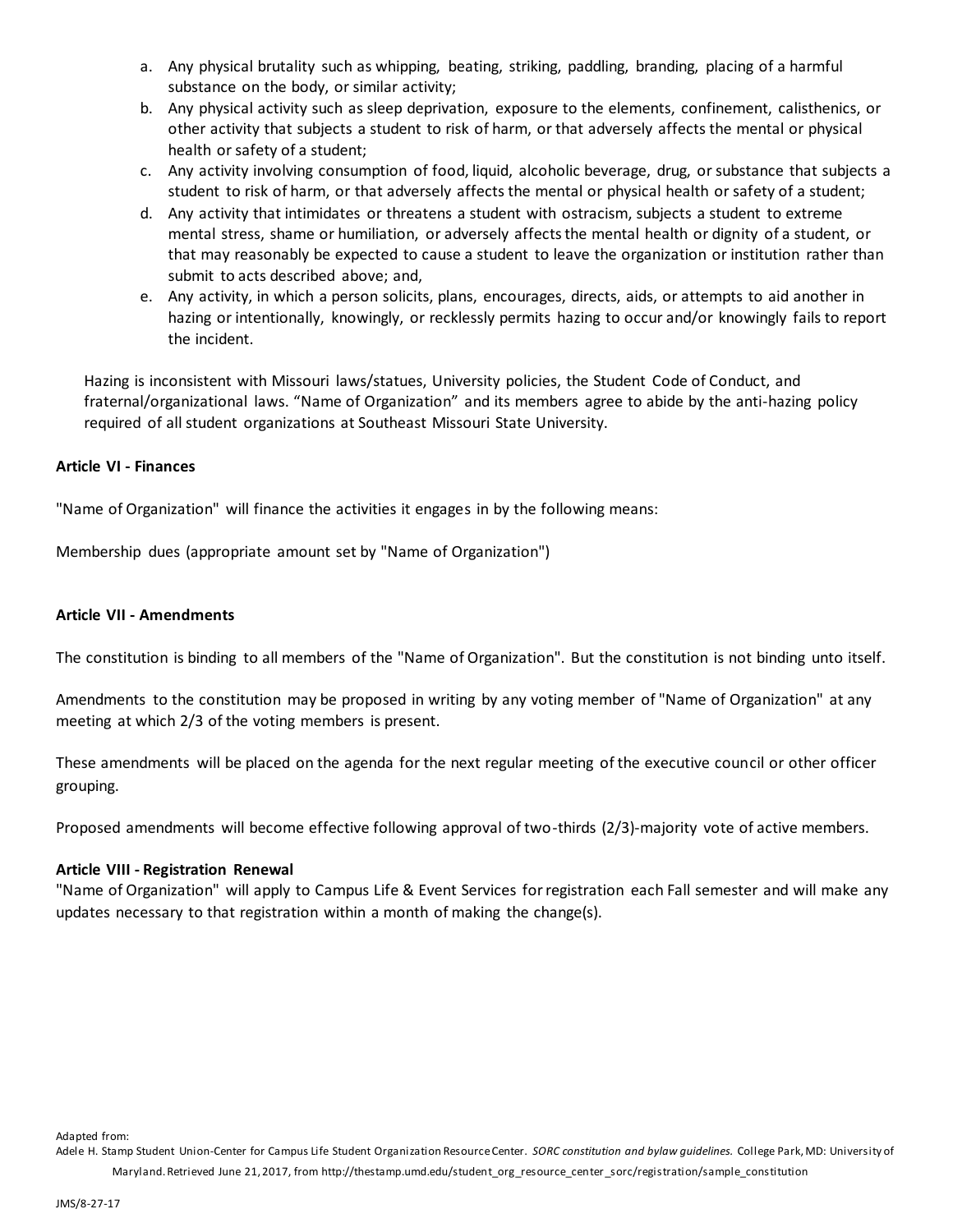a. Any physical brutality such as whipping, beating, striking, paddling, branding, placing of a harmful substance on the body, or similar activity;
b. Any physical activity such as sleep deprivation, exposure to the elements, confinement, calisthenics, or other activity that subjects a student to risk of harm, or that adversely affects the mental or physical health or safety of a student;
c. Any activity involving consumption of food, liquid, alcoholic beverage, drug, or substance that subjects a student to risk of harm, or that adversely affects the mental or physical health or safety of a student;
d. Any activity that intimidates or threatens a student with ostracism, subjects a student to extreme mental stress, shame or humiliation, or adversely affects the mental health or dignity of a student, or that may reasonably be expected to cause a student to leave the organization or institution rather than submit to acts described above; and,
e. Any activity, in which a person solicits, plans, encourages, directs, aids, or attempts to aid another in hazing or intentionally, knowingly, or recklessly permits hazing to occur and/or knowingly fails to report the incident.

Hazing is inconsistent with Missouri laws/statues, University policies, the Student Code of Conduct, and fraternal/organizational laws. "Name of Organization" and its members agree to abide by the anti-hazing policy required of all student organizations at Southeast Missouri State University.

**Article VI - Finances**

"Name of Organization" will finance the activities it engages in by the following means:

Membership dues (appropriate amount set by "Name of Organization")

**Article VII - Amendments**

The constitution is binding to all members of the "Name of Organization". But the constitution is not binding unto itself.

Amendments to the constitution may be proposed in writing by any voting member of "Name of Organization" at any meeting at which 2/3 of the voting members is present.

These amendments will be placed on the agenda for the next regular meeting of the executive council or other officer grouping.

Proposed amendments will become effective following approval of two-thirds (2/3)-majority vote of active members.

**Article VIII - Registration Renewal**

"Name of Organization" will apply to Campus Life & Event Services for registration each Fall semester and will make any updates necessary to that registration within a month of making the change(s).

Adapted from:
Adele H. Stamp Student Union-Center for Campus Life Student Organization Resource Center. *SORC constitution and bylaw guidelines.* College Park, MD: University of Maryland. Retrieved June 21, 2017, from http://thestamp.umd.edu/student_org_resource_center_sorc/registration/sample_constitution

JMS/8-27-17